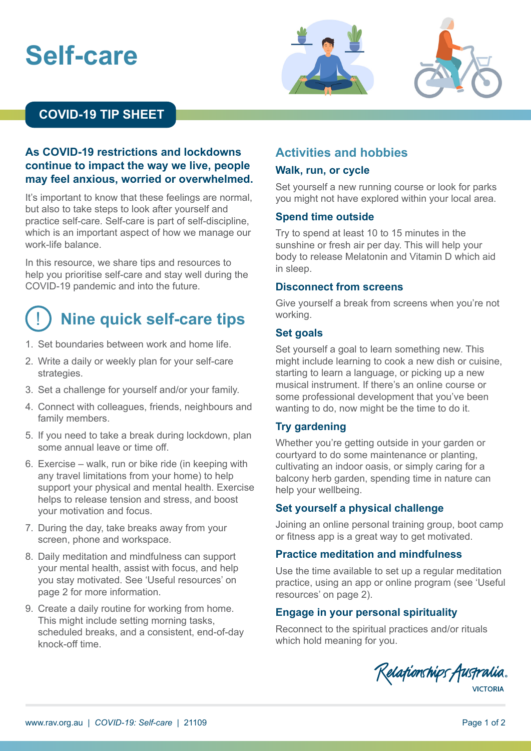# Self-care

## COVID-19 TIP SHEET

**As COVID-19 restrictions and lockdowns continue to impact the way we live, people may feel anxious, worried or overwhelmed.**

It's important to know that these feelings are normal, but also to take steps to look after yourself and practice self-care. Self-care is part of self-discipline, which is an important aspect of how we manage our work-life balance.

In this resource, we share tips and resources to help you prioritise self-care and stay well during the COVID-19 pandemic and into the future.

## Nine quick self-care tips

1. Set boundaries between work and home life.
2. Write a daily or weekly plan for your self-care strategies.
3. Set a challenge for yourself and/or your family.
4. Connect with colleagues, friends, neighbours and family members.
5. If you need to take a break during lockdown, plan some annual leave or time off.
6. Exercise – walk, run or bike ride (in keeping with any travel limitations from your home) to help support your physical and mental health. Exercise helps to release tension and stress, and boost your motivation and focus.
7. During the day, take breaks away from your screen, phone and workspace.
8. Daily meditation and mindfulness can support your mental health, assist with focus, and help you stay motivated. See 'Useful resources' on page 2 for more information.
9. Create a daily routine for working from home. This might include setting morning tasks, scheduled breaks, and a consistent, end-of-day knock-off time.

## Activities and hobbies

### Walk, run, or cycle

Set yourself a new running course or look for parks you might not have explored within your local area.

### Spend time outside

Try to spend at least 10 to 15 minutes in the sunshine or fresh air per day. This will help your body to release Melatonin and Vitamin D which aid in sleep.

### Disconnect from screens

Give yourself a break from screens when you're not working.

### Set goals

Set yourself a goal to learn something new. This might include learning to cook a new dish or cuisine, starting to learn a language, or picking up a new musical instrument. If there's an online course or some professional development that you've been wanting to do, now might be the time to do it.

### Try gardening

Whether you're getting outside in your garden or courtyard to do some maintenance or planting, cultivating an indoor oasis, or simply caring for a balcony herb garden, spending time in nature can help your wellbeing.

### Set yourself a physical challenge

Joining an online personal training group, boot camp or fitness app is a great way to get motivated.

### Practice meditation and mindfulness

Use the time available to set up a regular meditation practice, using an app or online program (see 'Useful resources' on page 2).

### Engage in your personal spirituality

Reconnect to the spiritual practices and/or rituals which hold meaning for you.

Relationships Australia VICTORIA

www.rav.org.au | *COVID-19: Self-care* | 21109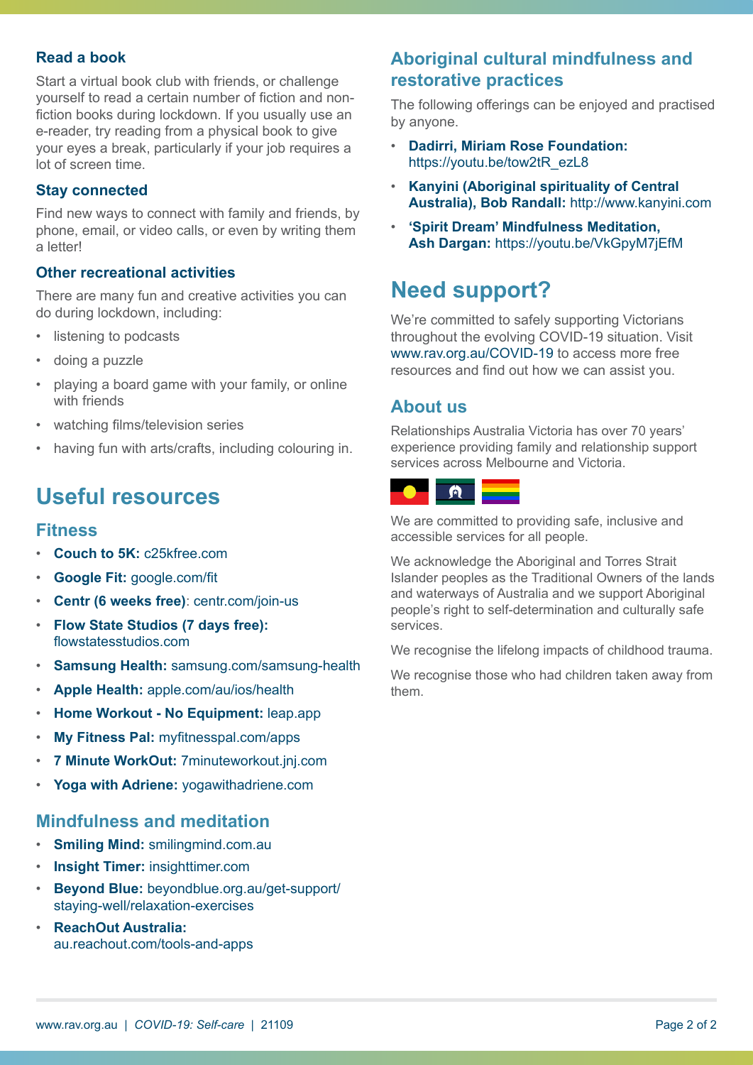### Read a book

Start a virtual book club with friends, or challenge yourself to read a certain number of fiction and non-fiction books during lockdown. If you usually use an e-reader, try reading from a physical book to give your eyes a break, particularly if your job requires a lot of screen time.

### Stay connected

Find new ways to connect with family and friends, by phone, email, or video calls, or even by writing them a letter!

### Other recreational activities

There are many fun and creative activities you can do during lockdown, including:

- listening to podcasts
- doing a puzzle
- playing a board game with your family, or online with friends
- watching films/television series
- having fun with arts/crafts, including colouring in.

# Useful resources

## Fitness

- **Couch to 5K:** c25kfree.com
- **Google Fit:** google.com/fit
- **Centr (6 weeks free)**: centr.com/join-us
- **Flow State Studios (7 days free):** flowstatesstudios.com
- **Samsung Health:** samsung.com/samsung-health
- **Apple Health:** apple.com/au/ios/health
- **Home Workout - No Equipment:** leap.app
- **My Fitness Pal:** myfitnesspal.com/apps
- **7 Minute WorkOut:** 7minuteworkout.jnj.com
- **Yoga with Adriene:** yogawithadriene.com

## Mindfulness and meditation

- **Smiling Mind:** smilingmind.com.au
- **Insight Timer:** insighttimer.com
- **Beyond Blue:** beyondblue.org.au/get-support/staying-well/relaxation-exercises
- **ReachOut Australia:** au.reachout.com/tools-and-apps

## Aboriginal cultural mindfulness and restorative practices

The following offerings can be enjoyed and practised by anyone.

- **Dadirri, Miriam Rose Foundation:** https://youtu.be/tow2tR_ezL8
- **Kanyini (Aboriginal spirituality of Central Australia), Bob Randall:** http://www.kanyini.com
- **'Spirit Dream' Mindfulness Meditation, Ash Dargan:** https://youtu.be/VkGpyM7jEfM

# Need support?

We're committed to safely supporting Victorians throughout the evolving COVID-19 situation. Visit www.rav.org.au/COVID-19 to access more free resources and find out how we can assist you.

## About us

Relationships Australia Victoria has over 70 years' experience providing family and relationship support services across Melbourne and Victoria.

We are committed to providing safe, inclusive and accessible services for all people.

We acknowledge the Aboriginal and Torres Strait Islander peoples as the Traditional Owners of the lands and waterways of Australia and we support Aboriginal people's right to self-determination and culturally safe services.

We recognise the lifelong impacts of childhood trauma.

We recognise those who had children taken away from them.